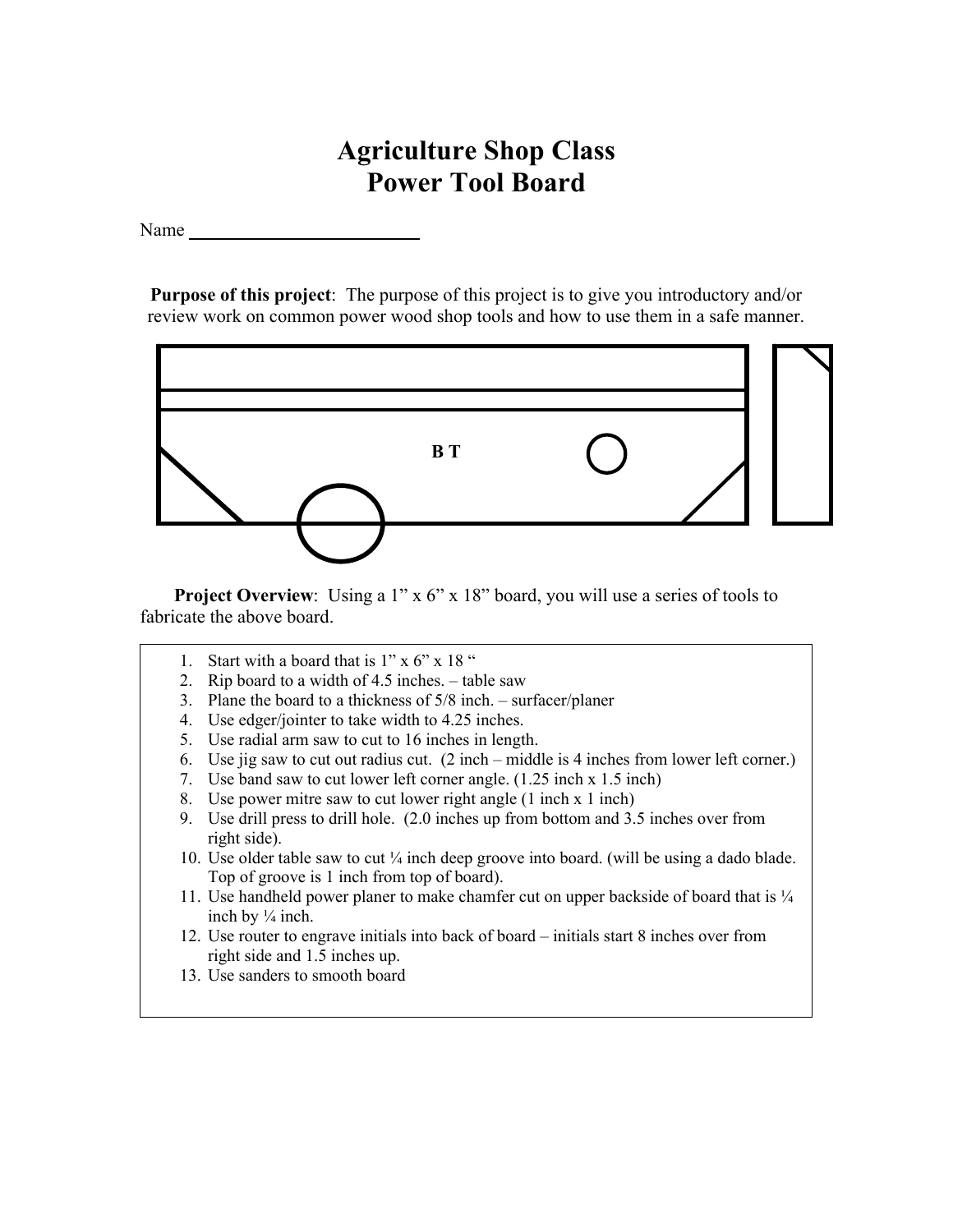# Agriculture Shop Class
# Power Tool Board

Name ________________________

**Purpose of this project**: The purpose of this project is to give you introductory and/or review work on common power wood shop tools and how to use them in a safe manner.

B T

**Project Overview**: Using a 1" x 6" x 18" board, you will use a series of tools to fabricate the above board.

1. Start with a board that is 1" x 6" x 18 "
2. Rip board to a width of 4.5 inches. – table saw
3. Plane the board to a thickness of 5/8 inch. – surfacer/planer
4. Use edger/jointer to take width to 4.25 inches.
5. Use radial arm saw to cut to 16 inches in length.
6. Use jig saw to cut out radius cut. (2 inch – middle is 4 inches from lower left corner.)
7. Use band saw to cut lower left corner angle. (1.25 inch x 1.5 inch)
8. Use power mitre saw to cut lower right angle (1 inch x 1 inch)
9. Use drill press to drill hole. (2.0 inches up from bottom and 3.5 inches over from right side).
10. Use older table saw to cut ¼ inch deep groove into board. (will be using a dado blade. Top of groove is 1 inch from top of board).
11. Use handheld power planer to make chamfer cut on upper backside of board that is ¼ inch by ¼ inch.
12. Use router to engrave initials into back of board – initials start 8 inches over from right side and 1.5 inches up.
13. Use sanders to smooth board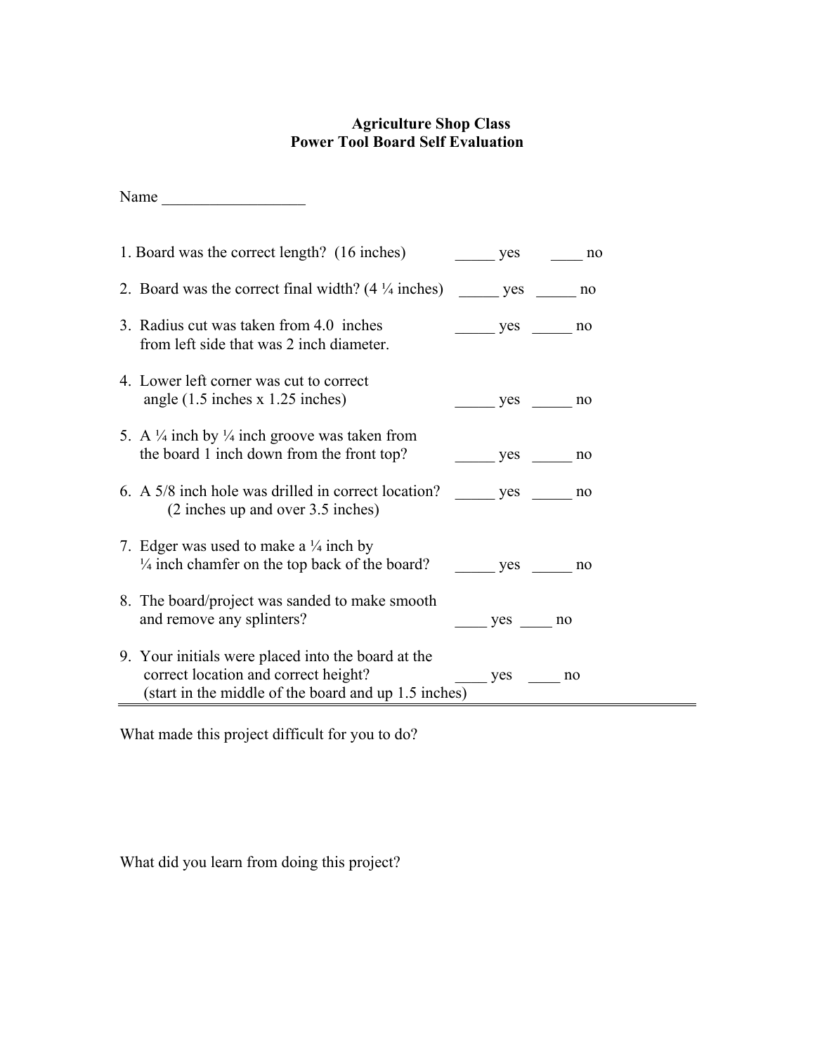# Agriculture Shop Class
## Power Tool Board Self Evaluation

Name __________________

1. Board was the correct length? (16 inches) _____ yes ____ no

2. Board was the correct final width? (4 ¼ inches) _____ yes _____ no

3. Radius cut was taken from 4.0 inches from left side that was 2 inch diameter. _____ yes _____ no

4. Lower left corner was cut to correct angle (1.5 inches x 1.25 inches) _____ yes _____ no

5. A ¼ inch by ¼ inch groove was taken from the board 1 inch down from the front top? _____ yes _____ no

6. A 5/8 inch hole was drilled in correct location? (2 inches up and over 3.5 inches) _____ yes _____ no

7. Edger was used to make a ¼ inch by ¼ inch chamfer on the top back of the board? _____ yes _____ no

8. The board/project was sanded to make smooth and remove any splinters? ____ yes ____ no

9. Your initials were placed into the board at the correct location and correct height? (start in the middle of the board and up 1.5 inches) ____ yes ____ no

---

What made this project difficult for you to do?

What did you learn from doing this project?